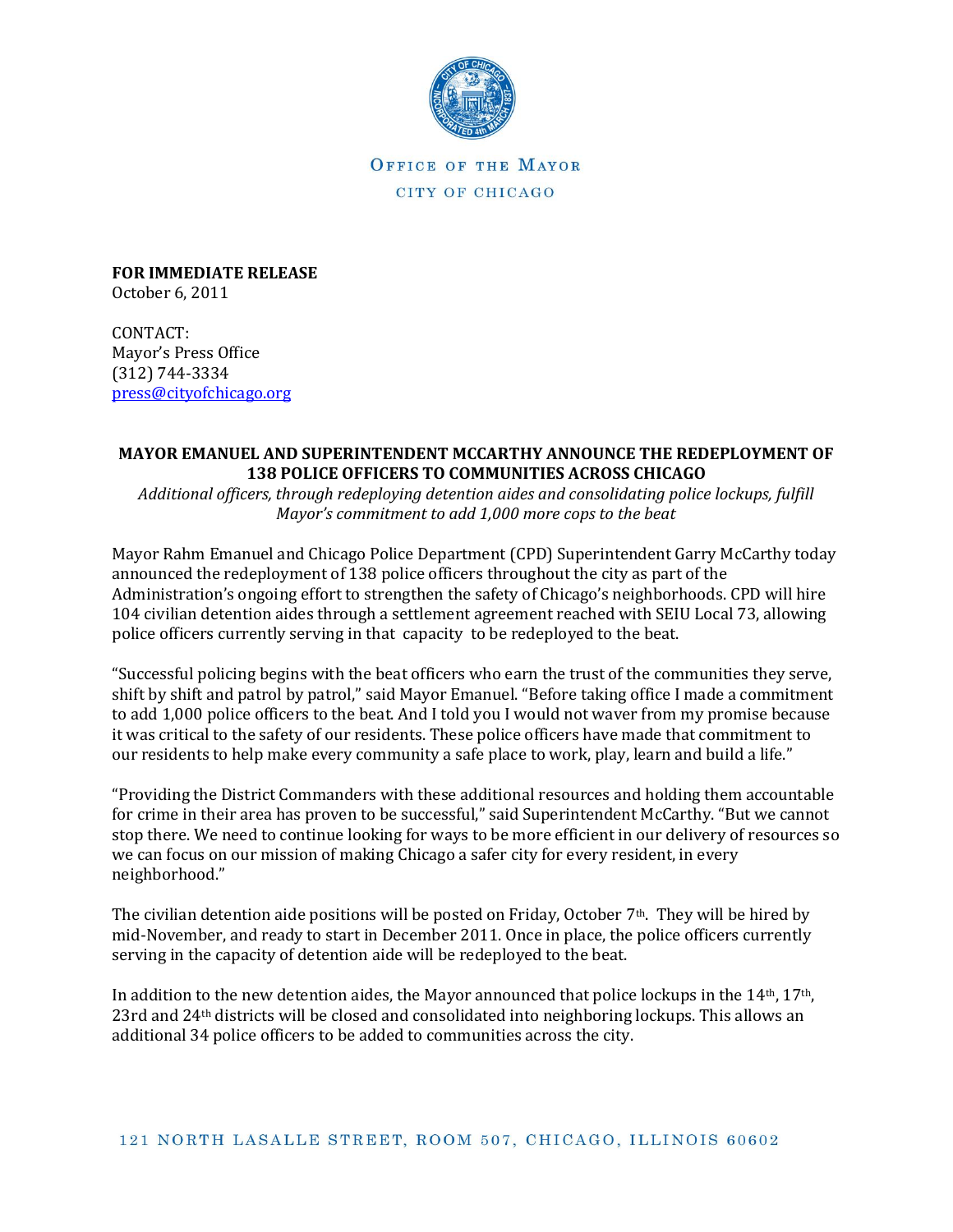OFFICE OF THE MAYOR

CITY OF CHICAGO

**FOR IMMEDIATE RELEASE**
October 6, 2011

CONTACT:
Mayor's Press Office
(312) 744-3334
press@cityofchicago.org

**MAYOR EMANUEL AND SUPERINTENDENT MCCARTHY ANNOUNCE THE REDEPLOYMENT OF 138 POLICE OFFICERS TO COMMUNITIES ACROSS CHICAGO**

*Additional officers, through redeploying detention aides and consolidating police lockups, fulfill Mayor's commitment to add 1,000 more cops to the beat*

Mayor Rahm Emanuel and Chicago Police Department (CPD) Superintendent Garry McCarthy today announced the redeployment of 138 police officers throughout the city as part of the Administration's ongoing effort to strengthen the safety of Chicago's neighborhoods. CPD will hire 104 civilian detention aides through a settlement agreement reached with SEIU Local 73, allowing police officers currently serving in that capacity to be redeployed to the beat.

"Successful policing begins with the beat officers who earn the trust of the communities they serve, shift by shift and patrol by patrol," said Mayor Emanuel. "Before taking office I made a commitment to add 1,000 police officers to the beat. And I told you I would not waver from my promise because it was critical to the safety of our residents. These police officers have made that commitment to our residents to help make every community a safe place to work, play, learn and build a life."

"Providing the District Commanders with these additional resources and holding them accountable for crime in their area has proven to be successful," said Superintendent McCarthy. "But we cannot stop there. We need to continue looking for ways to be more efficient in our delivery of resources so we can focus on our mission of making Chicago a safer city for every resident, in every neighborhood."

The civilian detention aide positions will be posted on Friday, October 7th. They will be hired by mid-November, and ready to start in December 2011. Once in place, the police officers currently serving in the capacity of detention aide will be redeployed to the beat.

In addition to the new detention aides, the Mayor announced that police lockups in the 14th, 17th, 23rd and 24th districts will be closed and consolidated into neighboring lockups. This allows an additional 34 police officers to be added to communities across the city.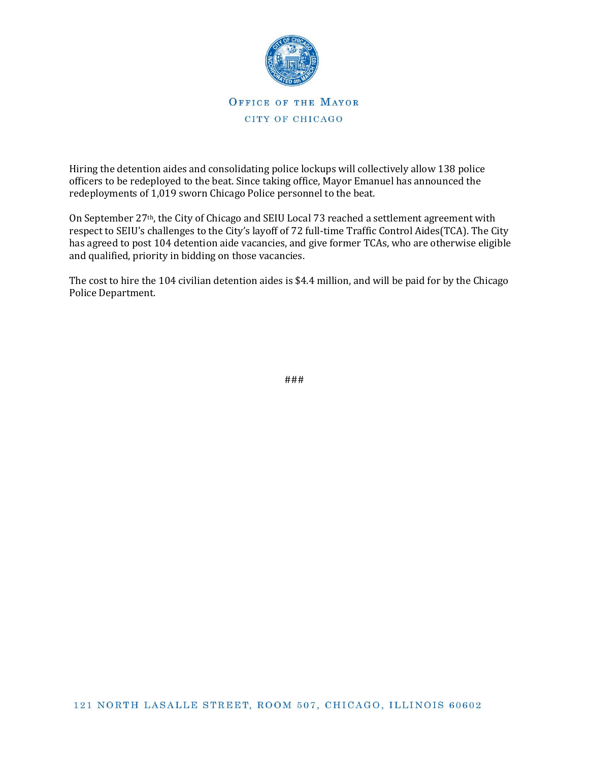Hiring the detention aides and consolidating police lockups will collectively allow 138 police officers to be redeployed to the beat. Since taking office, Mayor Emanuel has announced the redeployments of 1,019 sworn Chicago Police personnel to the beat.

On September 27th, the City of Chicago and SEIU Local 73 reached a settlement agreement with respect to SEIU's challenges to the City's layoff of 72 full-time Traffic Control Aides(TCA). The City has agreed to post 104 detention aide vacancies, and give former TCAs, who are otherwise eligible and qualified, priority in bidding on those vacancies.

The cost to hire the 104 civilian detention aides is $4.4 million, and will be paid for by the Chicago Police Department.

###